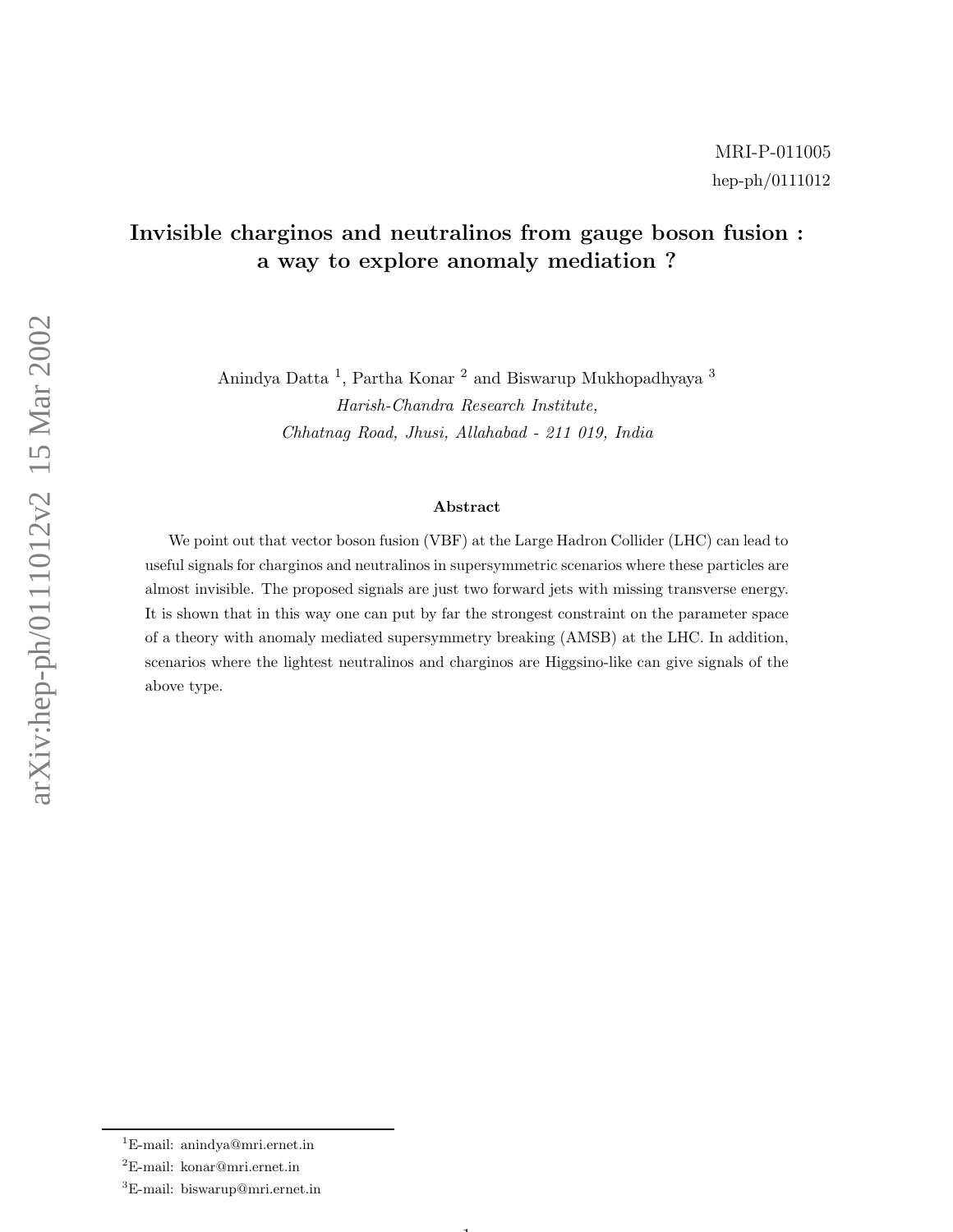MRI-P-011005
hep-ph/0111012

# Invisible charginos and neutralinos from gauge boson fusion : a way to explore anomaly mediation ?

Anindya Datta [1], Partha Konar [2] and Biswarup Mukhopadhyaya [3]

*Harish-Chandra Research Institute,*
*Chhatnag Road, Jhusi, Allahabad - 211 019, India*

### Abstract

We point out that vector boson fusion (VBF) at the Large Hadron Collider (LHC) can lead to useful signals for charginos and neutralinos in supersymmetric scenarios where these particles are almost invisible. The proposed signals are just two forward jets with missing transverse energy. It is shown that in this way one can put by far the strongest constraint on the parameter space of a theory with anomaly mediated supersymmetry breaking (AMSB) at the LHC. In addition, scenarios where the lightest neutralinos and charginos are Higgsino-like can give signals of the above type.

---

[1] E-mail: anindya@mri.ernet.in

[2] E-mail: konar@mri.ernet.in

[3] E-mail: biswarup@mri.ernet.in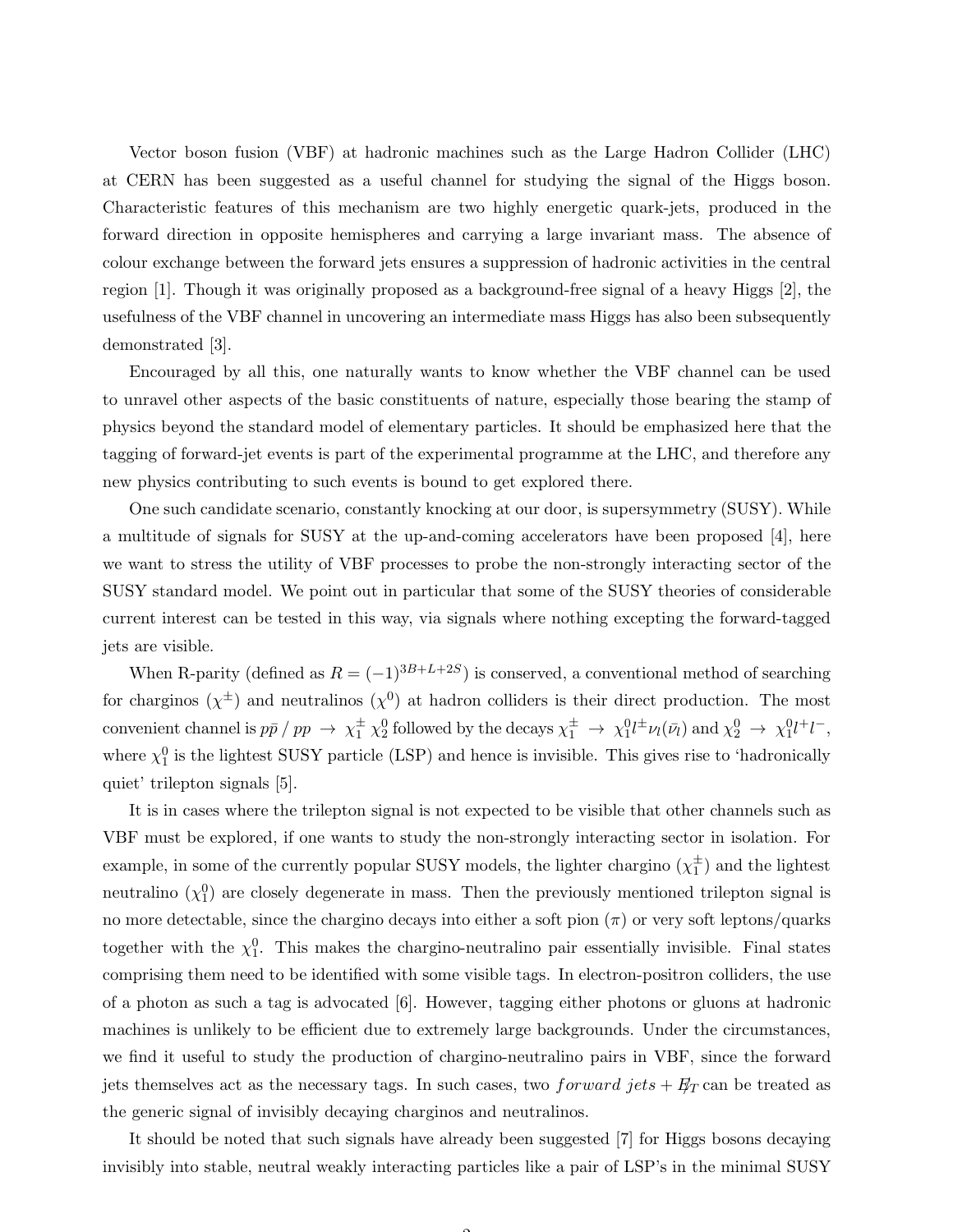Vector boson fusion (VBF) at hadronic machines such as the Large Hadron Collider (LHC) at CERN has been suggested as a useful channel for studying the signal of the Higgs boson. Characteristic features of this mechanism are two highly energetic quark-jets, produced in the forward direction in opposite hemispheres and carrying a large invariant mass. The absence of colour exchange between the forward jets ensures a suppression of hadronic activities in the central region [1]. Though it was originally proposed as a background-free signal of a heavy Higgs [2], the usefulness of the VBF channel in uncovering an intermediate mass Higgs has also been subsequently demonstrated [3].

Encouraged by all this, one naturally wants to know whether the VBF channel can be used to unravel other aspects of the basic constituents of nature, especially those bearing the stamp of physics beyond the standard model of elementary particles. It should be emphasized here that the tagging of forward-jet events is part of the experimental programme at the LHC, and therefore any new physics contributing to such events is bound to get explored there.

One such candidate scenario, constantly knocking at our door, is supersymmetry (SUSY). While a multitude of signals for SUSY at the up-and-coming accelerators have been proposed [4], here we want to stress the utility of VBF processes to probe the non-strongly interacting sector of the SUSY standard model. We point out in particular that some of the SUSY theories of considerable current interest can be tested in this way, via signals where nothing excepting the forward-tagged jets are visible.

When R-parity (defined as $R = (-1)^{3B+L+2S}$) is conserved, a conventional method of searching for charginos ($\chi^{\pm}$) and neutralinos ($\chi^0$) at hadron colliders is their direct production. The most convenient channel is $p\bar{p}$ / $pp \rightarrow \chi_1^{\pm}\, \chi_2^0$ followed by the decays $\chi_1^{\pm} \rightarrow \chi_1^0 l^{\pm} \nu_l(\bar{\nu_l})$ and $\chi_2^0 \rightarrow \chi_1^0 l^+ l^-$, where $\chi_1^0$ is the lightest SUSY particle (LSP) and hence is invisible. This gives rise to 'hadronically quiet' trilepton signals [5].

It is in cases where the trilepton signal is not expected to be visible that other channels such as VBF must be explored, if one wants to study the non-strongly interacting sector in isolation. For example, in some of the currently popular SUSY models, the lighter chargino ($\chi_1^{\pm}$) and the lightest neutralino ($\chi_1^0$) are closely degenerate in mass. Then the previously mentioned trilepton signal is no more detectable, since the chargino decays into either a soft pion ($\pi$) or very soft leptons/quarks together with the $\chi_1^0$. This makes the chargino-neutralino pair essentially invisible. Final states comprising them need to be identified with some visible tags. In electron-positron colliders, the use of a photon as such a tag is advocated [6]. However, tagging either photons or gluons at hadronic machines is unlikely to be efficient due to extremely large backgrounds. Under the circumstances, we find it useful to study the production of chargino-neutralino pairs in VBF, since the forward jets themselves act as the necessary tags. In such cases, two $forward\ jets + \not{E}_T$ can be treated as the generic signal of invisibly decaying charginos and neutralinos.

It should be noted that such signals have already been suggested [7] for Higgs bosons decaying invisibly into stable, neutral weakly interacting particles like a pair of LSP's in the minimal SUSY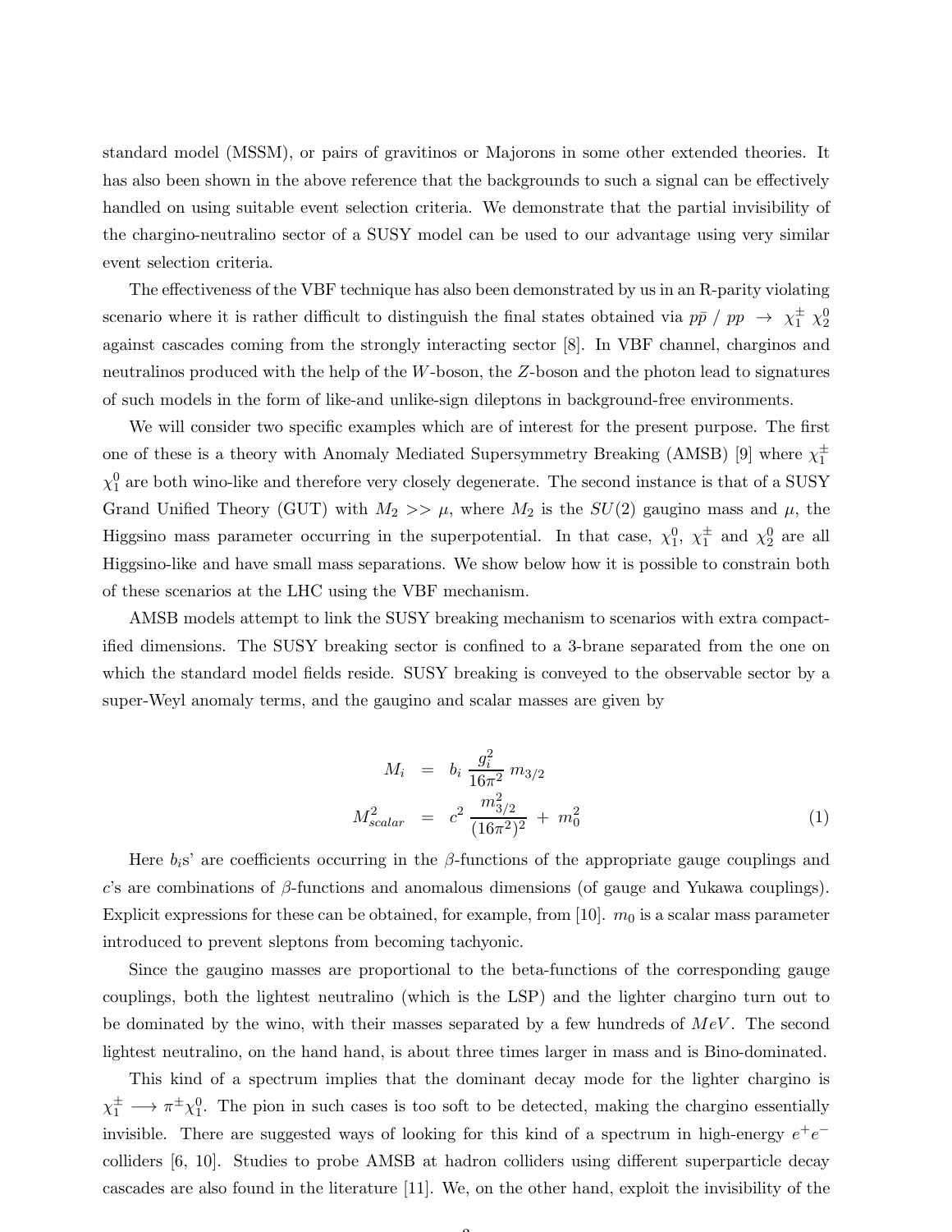standard model (MSSM), or pairs of gravitinos or Majorons in some other extended theories. It has also been shown in the above reference that the backgrounds to such a signal can be effectively handled on using suitable event selection criteria. We demonstrate that the partial invisibility of the chargino-neutralino sector of a SUSY model can be used to our advantage using very similar event selection criteria.

The effectiveness of the VBF technique has also been demonstrated by us in an R-parity violating scenario where it is rather difficult to distinguish the final states obtained via $p\bar{p}$ / $pp \rightarrow \chi_1^\pm \chi_2^0$ against cascades coming from the strongly interacting sector [8]. In VBF channel, charginos and neutralinos produced with the help of the $W$-boson, the $Z$-boson and the photon lead to signatures of such models in the form of like-and unlike-sign dileptons in background-free environments.

We will consider two specific examples which are of interest for the present purpose. The first one of these is a theory with Anomaly Mediated Supersymmetry Breaking (AMSB) [9] where $\chi_1^\pm$ $\chi_1^0$ are both wino-like and therefore very closely degenerate. The second instance is that of a SUSY Grand Unified Theory (GUT) with $M_2 >> \mu$, where $M_2$ is the $SU(2)$ gaugino mass and $\mu$, the Higgsino mass parameter occurring in the superpotential. In that case, $\chi_1^0$, $\chi_1^\pm$ and $\chi_2^0$ are all Higgsino-like and have small mass separations. We show below how it is possible to constrain both of these scenarios at the LHC using the VBF mechanism.

AMSB models attempt to link the SUSY breaking mechanism to scenarios with extra compactified dimensions. The SUSY breaking sector is confined to a 3-brane separated from the one on which the standard model fields reside. SUSY breaking is conveyed to the observable sector by a super-Weyl anomaly terms, and the gaugino and scalar masses are given by

$$
\begin{aligned}
M_i &= b_i \, \frac{g_i^2}{16\pi^2} \, m_{3/2} \\
M^2_{scalar} &= c^2 \, \frac{m^2_{3/2}}{(16\pi^2)^2} \, + \, m_0^2
\end{aligned}
\tag{1}
$$

Here $b_i$s' are coefficients occurring in the $\beta$-functions of the appropriate gauge couplings and $c$'s are combinations of $\beta$-functions and anomalous dimensions (of gauge and Yukawa couplings). Explicit expressions for these can be obtained, for example, from [10]. $m_0$ is a scalar mass parameter introduced to prevent sleptons from becoming tachyonic.

Since the gaugino masses are proportional to the beta-functions of the corresponding gauge couplings, both the lightest neutralino (which is the LSP) and the lighter chargino turn out to be dominated by the wino, with their masses separated by a few hundreds of $MeV$. The second lightest neutralino, on the hand hand, is about three times larger in mass and is Bino-dominated.

This kind of a spectrum implies that the dominant decay mode for the lighter chargino is $\chi_1^\pm \longrightarrow \pi^\pm \chi_1^0$. The pion in such cases is too soft to be detected, making the chargino essentially invisible. There are suggested ways of looking for this kind of a spectrum in high-energy $e^+e^-$ colliders [6, 10]. Studies to probe AMSB at hadron colliders using different superparticle decay cascades are also found in the literature [11]. We, on the other hand, exploit the invisibility of the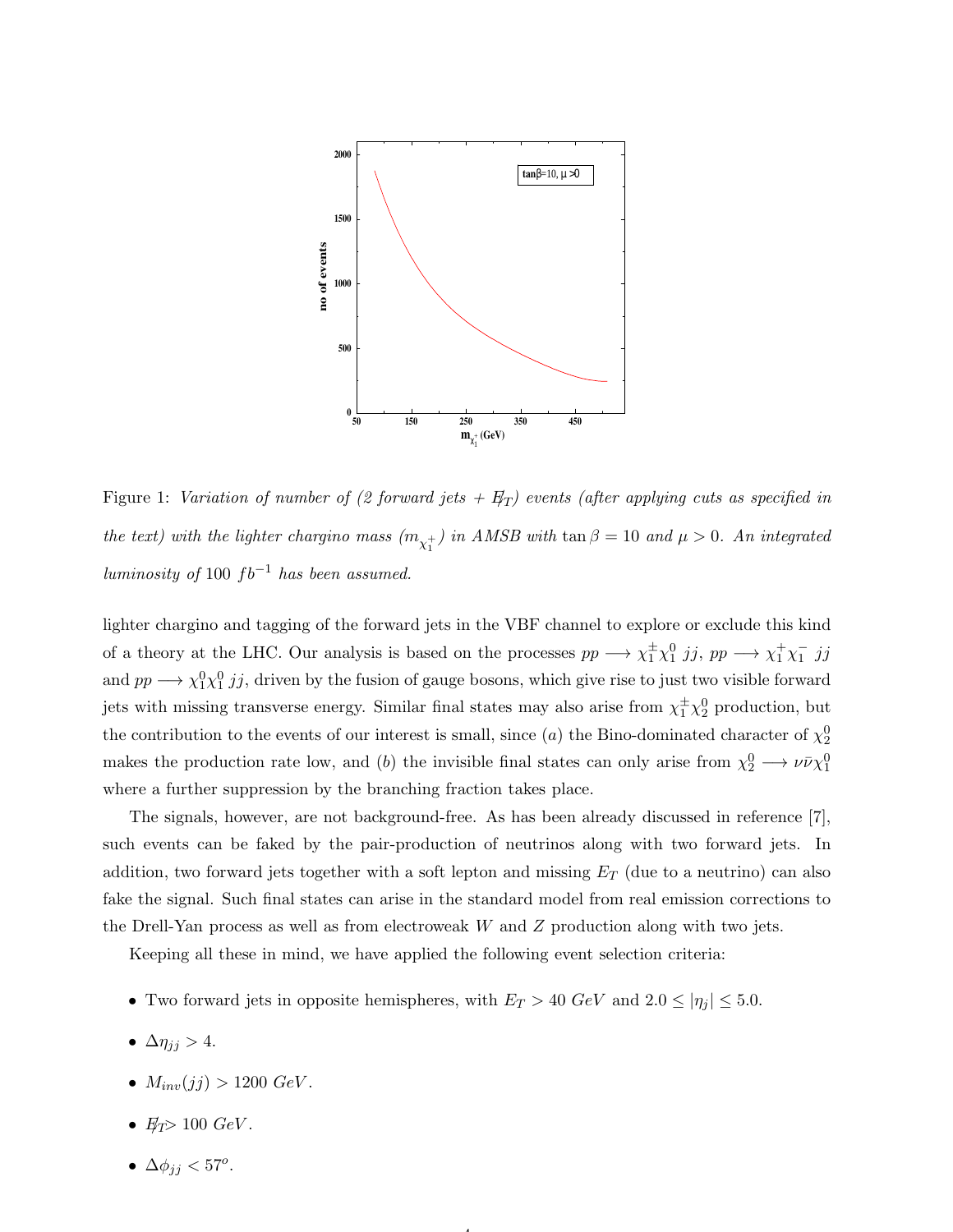Figure 1: *Variation of number of (2 forward jets + $\not{E}_T$) events (after applying cuts as specified in the text) with the lighter chargino mass ($m_{\chi_1^+}$) in AMSB with* $\tan\beta = 10$ *and* $\mu > 0$*. An integrated luminosity of* $100\ fb^{-1}$ *has been assumed.*

lighter chargino and tagging of the forward jets in the VBF channel to explore or exclude this kind of a theory at the LHC. Our analysis is based on the processes $pp \longrightarrow \chi_1^{\pm}\chi_1^0\ jj$, $pp \longrightarrow \chi_1^+\chi_1^-\ jj$ and $pp \longrightarrow \chi_1^0\chi_1^0\ jj$, driven by the fusion of gauge bosons, which give rise to just two visible forward jets with missing transverse energy. Similar final states may also arise from $\chi_1^{\pm}\chi_2^0$ production, but the contribution to the events of our interest is small, since ($a$) the Bino-dominated character of $\chi_2^0$ makes the production rate low, and ($b$) the invisible final states can only arise from $\chi_2^0 \longrightarrow \nu\bar{\nu}\chi_1^0$ where a further suppression by the branching fraction takes place.

The signals, however, are not background-free. As has been already discussed in reference [7], such events can be faked by the pair-production of neutrinos along with two forward jets. In addition, two forward jets together with a soft lepton and missing $E_T$ (due to a neutrino) can also fake the signal. Such final states can arise in the standard model from real emission corrections to the Drell-Yan process as well as from electroweak $W$ and $Z$ production along with two jets.

Keeping all these in mind, we have applied the following event selection criteria:

- Two forward jets in opposite hemispheres, with $E_T > 40\ GeV$ and $2.0 \leq |\eta_j| \leq 5.0$.
- $\Delta\eta_{jj} > 4$.
- $M_{inv}(jj) > 1200\ GeV$.
- $\not{E}_T > 100\ GeV$.
- $\Delta\phi_{jj} < 57^o$.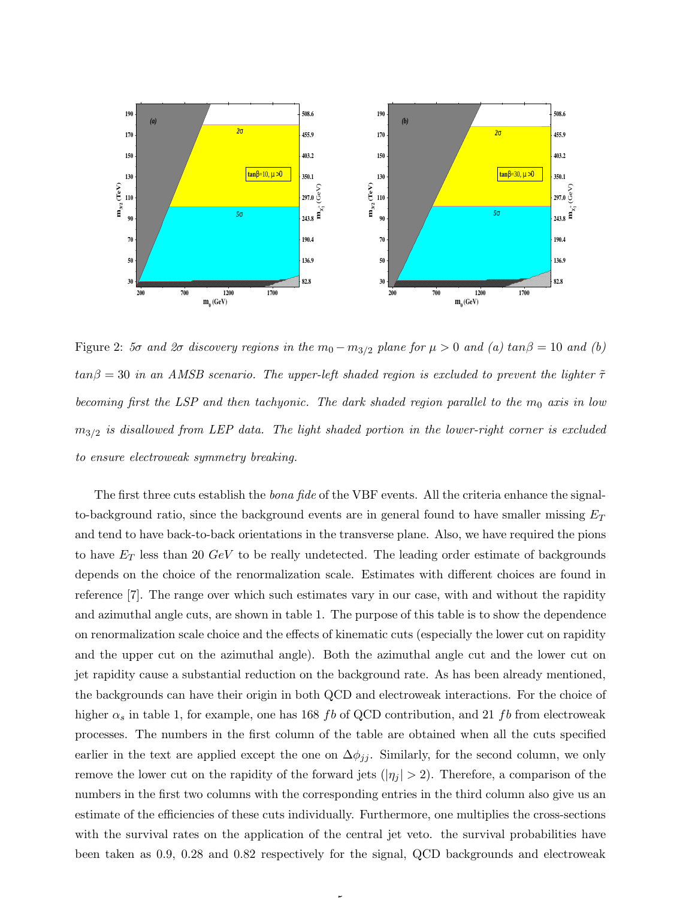Figure 2: *$5\sigma$ and $2\sigma$ discovery regions in the $m_0 - m_{3/2}$ plane for $\mu > 0$ and (a) $tan\beta = 10$ and (b) $tan\beta = 30$ in an AMSB scenario. The upper-left shaded region is excluded to prevent the lighter $\tilde{\tau}$ becoming first the LSP and then tachyonic. The dark shaded region parallel to the $m_0$ axis in low $m_{3/2}$ is disallowed from LEP data. The light shaded portion in the lower-right corner is excluded to ensure electroweak symmetry breaking.*

The first three cuts establish the *bona fide* of the VBF events. All the criteria enhance the signal-to-background ratio, since the background events are in general found to have smaller missing $E_T$ and tend to have back-to-back orientations in the transverse plane. Also, we have required the pions to have $E_T$ less than 20 $GeV$ to be really undetected. The leading order estimate of backgrounds depends on the choice of the renormalization scale. Estimates with different choices are found in reference [7]. The range over which such estimates vary in our case, with and without the rapidity and azimuthal angle cuts, are shown in table 1. The purpose of this table is to show the dependence on renormalization scale choice and the effects of kinematic cuts (especially the lower cut on rapidity and the upper cut on the azimuthal angle). Both the azimuthal angle cut and the lower cut on jet rapidity cause a substantial reduction on the background rate. As has been already mentioned, the backgrounds can have their origin in both QCD and electroweak interactions. For the choice of higher $\alpha_s$ in table 1, for example, one has 168 $fb$ of QCD contribution, and 21 $fb$ from electroweak processes. The numbers in the first column of the table are obtained when all the cuts specified earlier in the text are applied except the one on $\Delta\phi_{jj}$. Similarly, for the second column, we only remove the lower cut on the rapidity of the forward jets ($|\eta_j| > 2$). Therefore, a comparison of the numbers in the first two columns with the corresponding entries in the third column also give us an estimate of the efficiencies of these cuts individually. Furthermore, one multiplies the cross-sections with the survival rates on the application of the central jet veto. the survival probabilities have been taken as 0.9, 0.28 and 0.82 respectively for the signal, QCD backgrounds and electroweak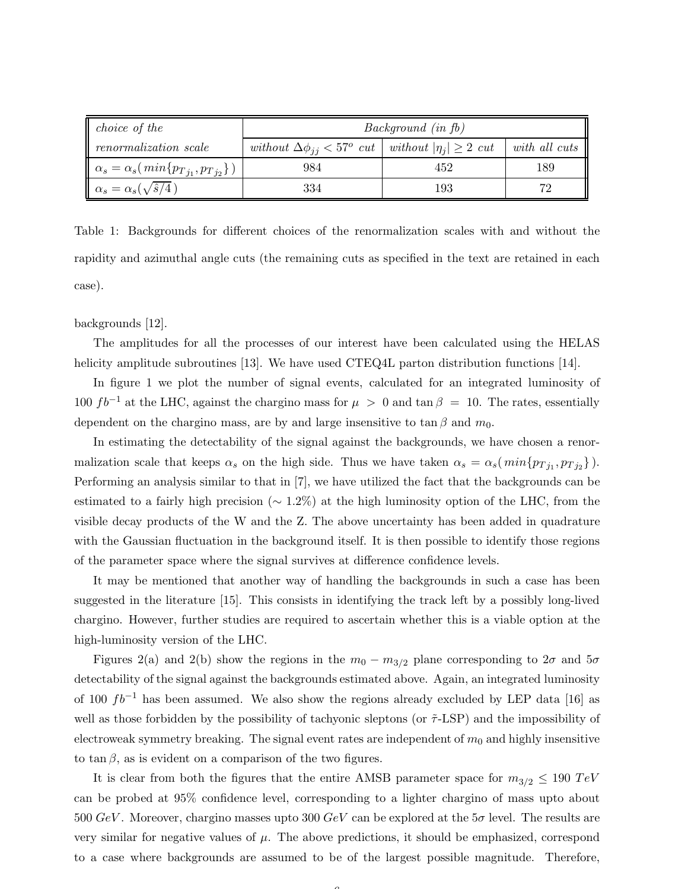| *choice of the renormalization scale* | *Background (in fb)* | | |
|---|---|---|---|
| | *without* $\Delta\phi_{jj} < 57^o$ *cut* | *without* $\lvert\eta_j\rvert \geq 2$ *cut* | *with all cuts* |
| $\alpha_s = \alpha_s(\,min\{p_{T_{j_1}}, p_{T_{j_2}}\}\,)$ | 984 | 452 | 189 |
| $\alpha_s = \alpha_s(\sqrt{\hat{s}/4}\,)$ | 334 | 193 | 72 |

Table 1: Backgrounds for different choices of the renormalization scales with and without the rapidity and azimuthal angle cuts (the remaining cuts as specified in the text are retained in each case).

backgrounds [12].

The amplitudes for all the processes of our interest have been calculated using the HELAS helicity amplitude subroutines [13]. We have used CTEQ4L parton distribution functions [14].

In figure 1 we plot the number of signal events, calculated for an integrated luminosity of 100 $fb^{-1}$ at the LHC, against the chargino mass for $\mu > 0$ and $\tan\beta = 10$. The rates, essentially dependent on the chargino mass, are by and large insensitive to $\tan\beta$ and $m_0$.

In estimating the detectability of the signal against the backgrounds, we have chosen a renormalization scale that keeps $\alpha_s$ on the high side. Thus we have taken $\alpha_s = \alpha_s(\,min\{p_{T_{j_1}}, p_{T_{j_2}}\}\,)$. Performing an analysis similar to that in [7], we have utilized the fact that the backgrounds can be estimated to a fairly high precision ($\sim 1.2\%$) at the high luminosity option of the LHC, from the visible decay products of the W and the Z. The above uncertainty has been added in quadrature with the Gaussian fluctuation in the background itself. It is then possible to identify those regions of the parameter space where the signal survives at difference confidence levels.

It may be mentioned that another way of handling the backgrounds in such a case has been suggested in the literature [15]. This consists in identifying the track left by a possibly long-lived chargino. However, further studies are required to ascertain whether this is a viable option at the high-luminosity version of the LHC.

Figures 2(a) and 2(b) show the regions in the $m_0 - m_{3/2}$ plane corresponding to $2\sigma$ and $5\sigma$ detectability of the signal against the backgrounds estimated above. Again, an integrated luminosity of 100 $fb^{-1}$ has been assumed. We also show the regions already excluded by LEP data [16] as well as those forbidden by the possibility of tachyonic sleptons (or $\tilde{\tau}$-LSP) and the impossibility of electroweak symmetry breaking. The signal event rates are independent of $m_0$ and highly insensitive to $\tan\beta$, as is evident on a comparison of the two figures.

It is clear from both the figures that the entire AMSB parameter space for $m_{3/2} \leq 190$ $TeV$ can be probed at 95% confidence level, corresponding to a lighter chargino of mass upto about 500 $GeV$. Moreover, chargino masses upto 300 $GeV$ can be explored at the $5\sigma$ level. The results are very similar for negative values of $\mu$. The above predictions, it should be emphasized, correspond to a case where backgrounds are assumed to be of the largest possible magnitude. Therefore,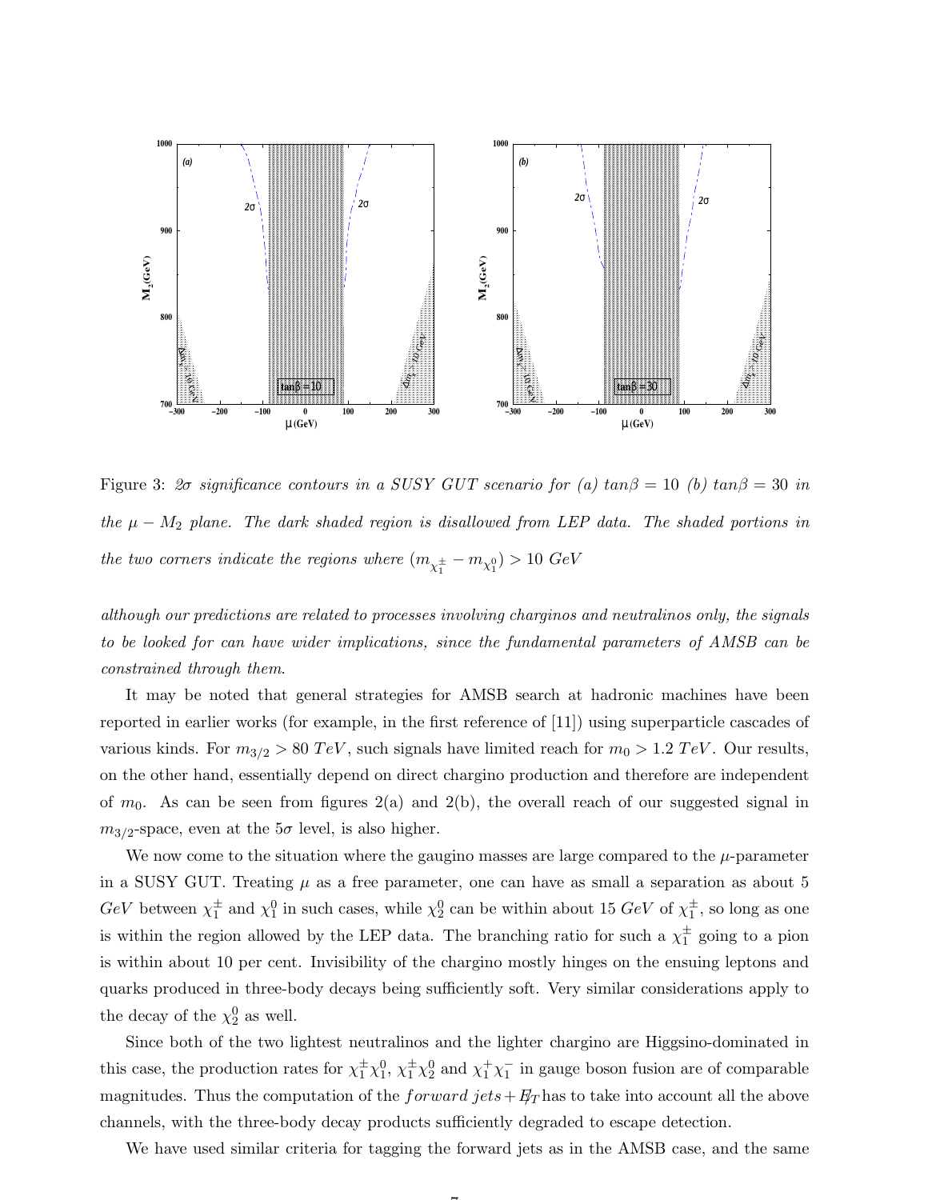Figure 3: *2σ significance contours in a SUSY GUT scenario for (a) tanβ = 10 (b) tanβ = 30 in the $\mu - M_2$ plane. The dark shaded region is disallowed from LEP data. The shaded portions in the two corners indicate the regions where $(m_{\chi_1^\pm} - m_{\chi_1^0}) > 10$ GeV*

*although our predictions are related to processes involving charginos and neutralinos only, the signals to be looked for can have wider implications, since the fundamental parameters of AMSB can be constrained through them*.

It may be noted that general strategies for AMSB search at hadronic machines have been reported in earlier works (for example, in the first reference of [11]) using superparticle cascades of various kinds. For $m_{3/2} > 80\ TeV$, such signals have limited reach for $m_0 > 1.2\ TeV$. Our results, on the other hand, essentially depend on direct chargino production and therefore are independent of $m_0$. As can be seen from figures 2(a) and 2(b), the overall reach of our suggested signal in $m_{3/2}$-space, even at the $5\sigma$ level, is also higher.

We now come to the situation where the gaugino masses are large compared to the $\mu$-parameter in a SUSY GUT. Treating $\mu$ as a free parameter, one can have as small a separation as about 5 $GeV$ between $\chi_1^\pm$ and $\chi_1^0$ in such cases, while $\chi_2^0$ can be within about 15 $GeV$ of $\chi_1^\pm$, so long as one is within the region allowed by the LEP data. The branching ratio for such a $\chi_1^\pm$ going to a pion is within about 10 per cent. Invisibility of the chargino mostly hinges on the ensuing leptons and quarks produced in three-body decays being sufficiently soft. Very similar considerations apply to the decay of the $\chi_2^0$ as well.

Since both of the two lightest neutralinos and the lighter chargino are Higgsino-dominated in this case, the production rates for $\chi_1^\pm \chi_1^0$, $\chi_1^\pm \chi_2^0$ and $\chi_1^+ \chi_1^-$ in gauge boson fusion are of comparable magnitudes. Thus the computation of the $forward\ jets + \not{E}_T$ has to take into account all the above channels, with the three-body decay products sufficiently degraded to escape detection.

We have used similar criteria for tagging the forward jets as in the AMSB case, and the same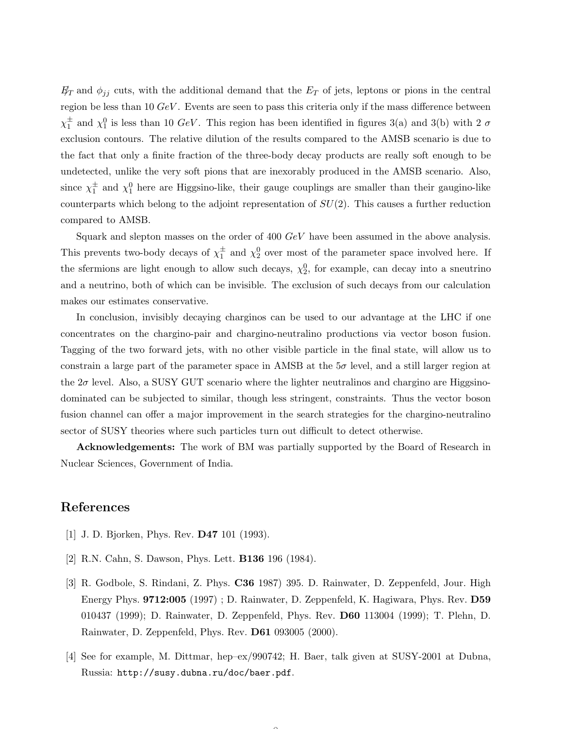$\not{E}_T$ and $\phi_{jj}$ cuts, with the additional demand that the $E_T$ of jets, leptons or pions in the central region be less than 10 $GeV$. Events are seen to pass this criteria only if the mass difference between $\chi_1^\pm$ and $\chi_1^0$ is less than 10 $GeV$. This region has been identified in figures 3(a) and 3(b) with 2 $\sigma$ exclusion contours. The relative dilution of the results compared to the AMSB scenario is due to the fact that only a finite fraction of the three-body decay products are really soft enough to be undetected, unlike the very soft pions that are inexorably produced in the AMSB scenario. Also, since $\chi_1^\pm$ and $\chi_1^0$ here are Higgsino-like, their gauge couplings are smaller than their gaugino-like counterparts which belong to the adjoint representation of $SU(2)$. This causes a further reduction compared to AMSB.

Squark and slepton masses on the order of 400 $GeV$ have been assumed in the above analysis. This prevents two-body decays of $\chi_1^\pm$ and $\chi_2^0$ over most of the parameter space involved here. If the sfermions are light enough to allow such decays, $\chi_2^0$, for example, can decay into a sneutrino and a neutrino, both of which can be invisible. The exclusion of such decays from our calculation makes our estimates conservative.

In conclusion, invisibly decaying charginos can be used to our advantage at the LHC if one concentrates on the chargino-pair and chargino-neutralino productions via vector boson fusion. Tagging of the two forward jets, with no other visible particle in the final state, will allow us to constrain a large part of the parameter space in AMSB at the $5\sigma$ level, and a still larger region at the $2\sigma$ level. Also, a SUSY GUT scenario where the lighter neutralinos and chargino are Higgsino-dominated can be subjected to similar, though less stringent, constraints. Thus the vector boson fusion channel can offer a major improvement in the search strategies for the chargino-neutralino sector of SUSY theories where such particles turn out difficult to detect otherwise.

**Acknowledgements:** The work of BM was partially supported by the Board of Research in Nuclear Sciences, Government of India.

# References

[1] J. D. Bjorken, Phys. Rev. **D47** 101 (1993).

[2] R.N. Cahn, S. Dawson, Phys. Lett. **B136** 196 (1984).

[3] R. Godbole, S. Rindani, Z. Phys. **C36** 1987) 395. D. Rainwater, D. Zeppenfeld, Jour. High Energy Phys. **9712:005** (1997) ; D. Rainwater, D. Zeppenfeld, K. Hagiwara, Phys. Rev. **D59** 010437 (1999); D. Rainwater, D. Zeppenfeld, Phys. Rev. **D60** 113004 (1999); T. Plehn, D. Rainwater, D. Zeppenfeld, Phys. Rev. **D61** 093005 (2000).

[4] See for example, M. Dittmar, hep–ex/990742; H. Baer, talk given at SUSY-2001 at Dubna, Russia: `http://susy.dubna.ru/doc/baer.pdf`.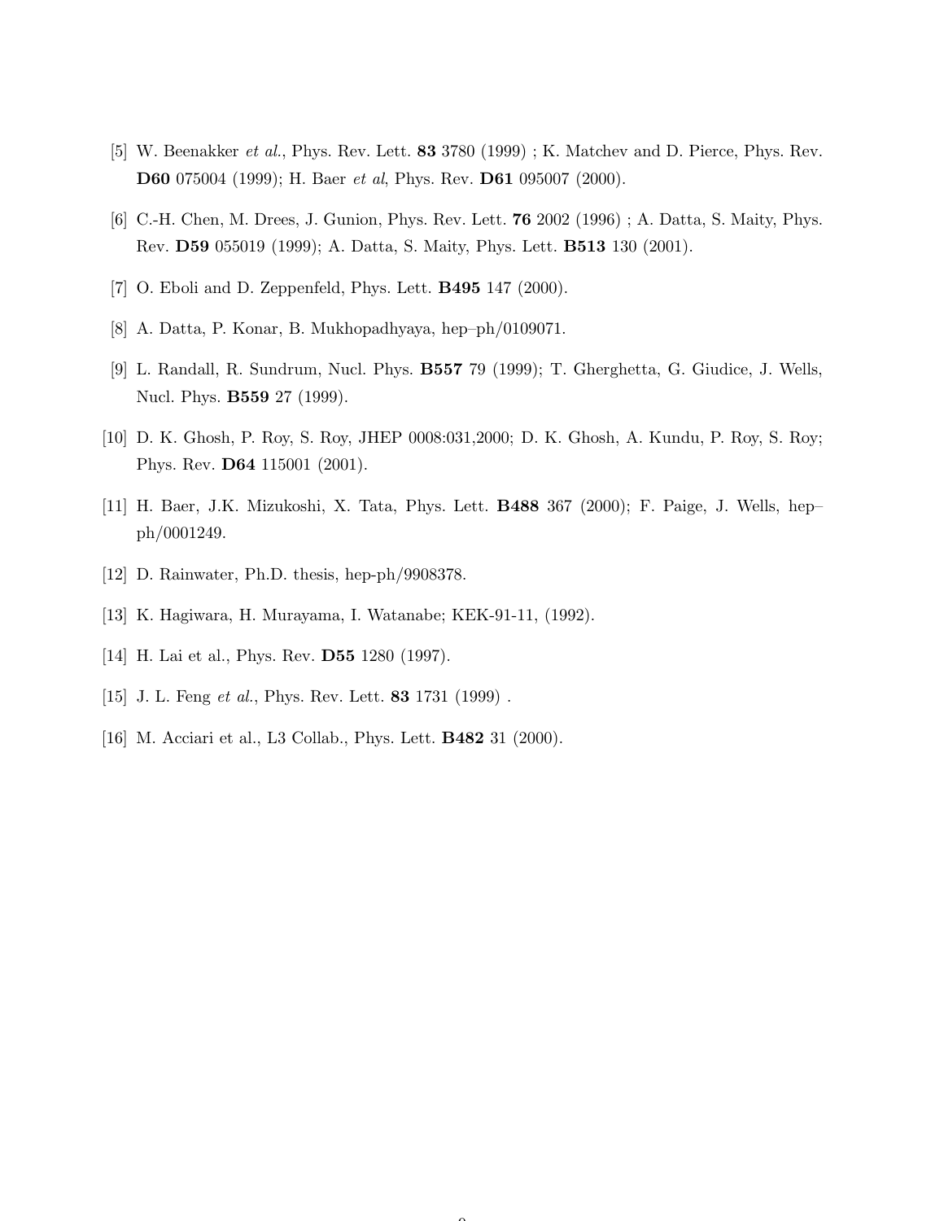[5] W. Beenakker *et al.*, Phys. Rev. Lett. **83** 3780 (1999) ; K. Matchev and D. Pierce, Phys. Rev. **D60** 075004 (1999); H. Baer *et al*, Phys. Rev. **D61** 095007 (2000).

[6] C.-H. Chen, M. Drees, J. Gunion, Phys. Rev. Lett. **76** 2002 (1996) ; A. Datta, S. Maity, Phys. Rev. **D59** 055019 (1999); A. Datta, S. Maity, Phys. Lett. **B513** 130 (2001).

[7] O. Eboli and D. Zeppenfeld, Phys. Lett. **B495** 147 (2000).

[8] A. Datta, P. Konar, B. Mukhopadhyaya, hep–ph/0109071.

[9] L. Randall, R. Sundrum, Nucl. Phys. **B557** 79 (1999); T. Gherghetta, G. Giudice, J. Wells, Nucl. Phys. **B559** 27 (1999).

[10] D. K. Ghosh, P. Roy, S. Roy, JHEP 0008:031,2000; D. K. Ghosh, A. Kundu, P. Roy, S. Roy; Phys. Rev. **D64** 115001 (2001).

[11] H. Baer, J.K. Mizukoshi, X. Tata, Phys. Lett. **B488** 367 (2000); F. Paige, J. Wells, hep–ph/0001249.

[12] D. Rainwater, Ph.D. thesis, hep-ph/9908378.

[13] K. Hagiwara, H. Murayama, I. Watanabe; KEK-91-11, (1992).

[14] H. Lai et al., Phys. Rev. **D55** 1280 (1997).

[15] J. L. Feng *et al.*, Phys. Rev. Lett. **83** 1731 (1999) .

[16] M. Acciari et al., L3 Collab., Phys. Lett. **B482** 31 (2000).